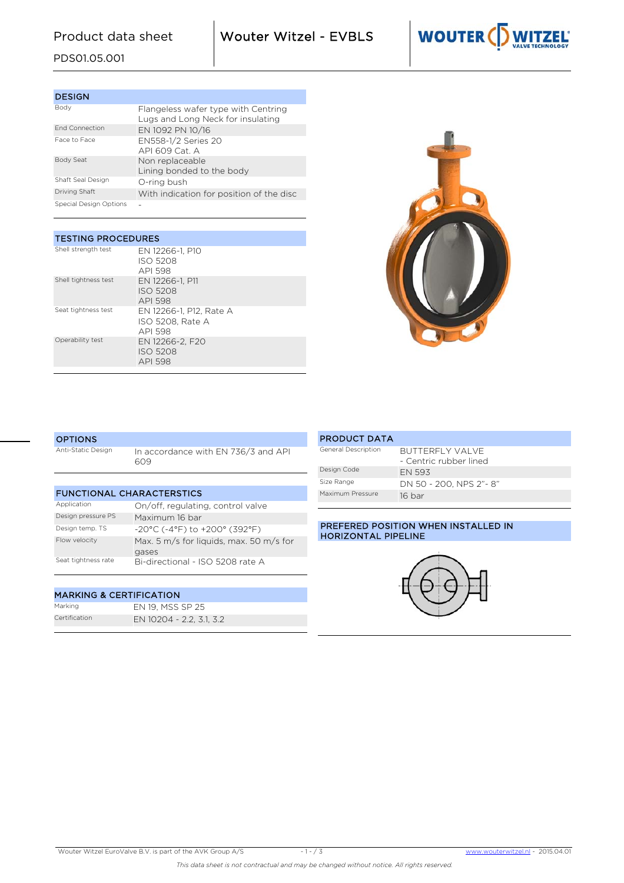# Product data sheet

PDS01.05.001

## Wouter Witzel - EVBLS

| DESIGN | |
|---|---|
| Body | Flangeless wafer type with Centring Lugs and Long Neck for insulating |
| End Connection | EN 1092 PN 10/16 |
| Face to Face | EN558-1/2 Series 20<br>API 609 Cat. A |
| Body Seat | Non replaceable<br>Lining bonded to the body |
| Shaft Seal Design | O-ring bush |
| Driving Shaft | With indication for position of the disc |
| Special Design Options | - |

| TESTING PROCEDURES | |
|---|---|
| Shell strength test | EN 12266-1, P10<br>ISO 5208<br>API 598 |
| Shell tightness test | EN 12266-1, P11<br>ISO 5208<br>API 598 |
| Seat tightness test | EN 12266-1, P12, Rate A<br>ISO 5208, Rate A<br>API 598 |
| Operability test | EN 12266-2, F20<br>ISO 5208<br>API 598 |

| OPTIONS | |
|---|---|
| Anti-Static Design | In accordance with EN 736/3 and API 609 |

| FUNCTIONAL CHARACTERSTICS | |
|---|---|
| Application | On/off, regulating, control valve |
| Design pressure PS | Maximum 16 bar |
| Design temp. TS | -20°C (-4°F) to +200° (392°F) |
| Flow velocity | Max. 5 m/s for liquids, max. 50 m/s for gases |
| Seat tightness rate | Bi-directional - ISO 5208 rate A |

| MARKING & CERTIFICATION | |
|---|---|
| Marking | EN 19, MSS SP 25 |
| Certification | EN 10204 - 2.2, 3.1, 3.2 |

| PRODUCT DATA | |
|---|---|
| General Description | BUTTERFLY VALVE<br>- Centric rubber lined |
| Design Code | EN 593 |
| Size Range | DN 50 - 200, NPS 2"- 8" |
| Maximum Pressure | 16 bar |

### PREFERED POSITION WHEN INSTALLED IN HORIZONTAL PIPELINE

Wouter Witzel EuroValve B.V. is part of the AVK Group A/S — www.wouterwitzel.nl - 2015.04.01

*This data sheet is not contractual and may be changed without notice. All rights reserved.*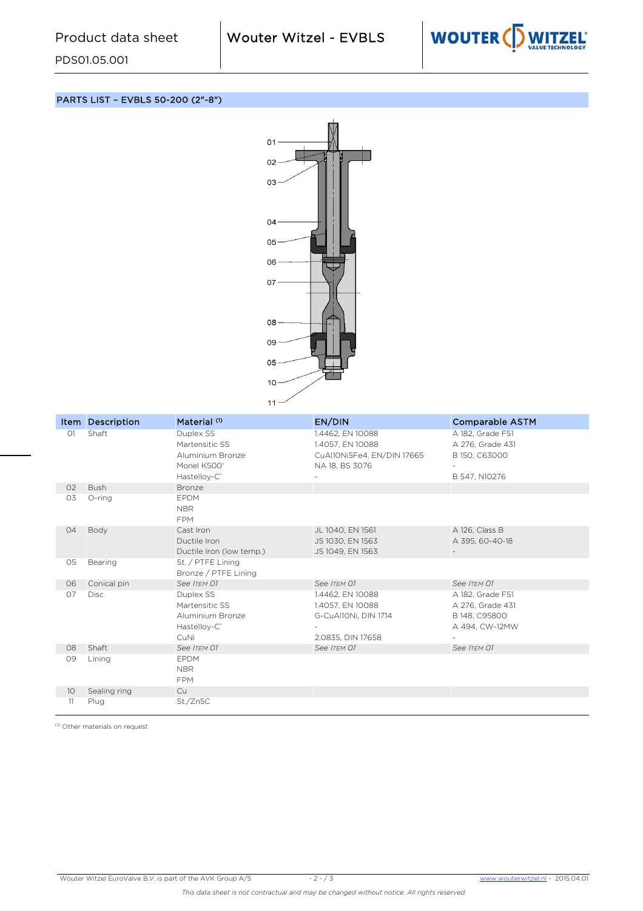## PARTS LIST – EVBLS 50-200 (2"-8")

| Item | Description | Material [1] | EN/DIN | Comparable ASTM |
|---|---|---|---|---|
| 01 | Shaft | Duplex SS | 1.4462, EN 10088 | A 182, Grade F51 |
| | | Martensitic SS | 1.4057, EN 10088 | A 276, Grade 431 |
| | | Aluminium Bronze | CuAl10Ni5Fe4, EN/DIN 17665 | B 150, C63000 |
| | | Monel K500® | NA 18, BS 3076 | - |
| | | Hastelloy-C® | - | B 547, N10276 |
| 02 | Bush | Bronze | | |
| 03 | O-ring | EPDM | | |
| | | NBR | | |
| | | FPM | | |
| 04 | Body | Cast Iron | JL 1040, EN 1561 | A 126, Class B |
| | | Ductile Iron | JS 1030, EN 1563 | A 395, 60-40-18 |
| | | Ductile Iron (low temp.) | JS 1049, EN 1563 | - |
| 05 | Bearing | St. / PTFE Lining | | |
| | | Bronze / PTFE Lining | | |
| 06 | Conical pin | *See Item 01* | *See Item 01* | *See Item 01* |
| 07 | Disc | Duplex SS | 1.4462, EN 10088 | A 182, Grade F51 |
| | | Martensitic SS | 1.4057, EN 10088 | A 276, Grade 431 |
| | | Aluminium Bronze | G-CuAl10Ni, DIN 1714 | B 148, C95800 |
| | | Hastelloy-C® | - | A 494, CW-12MW |
| | | CuNi | 2.0835, DIN 17658 | - |
| 08 | Shaft | *See Item 01* | *See Item 01* | *See Item 01* |
| 09 | Lining | EPDM | | |
| | | NBR | | |
| | | FPM | | |
| 10 | Sealing ring | Cu | | |
| 11 | Plug | St./Zn5C | | |

[1] Other materials on request

This data sheet is not contractual and may be changed without notice. All rights reserved.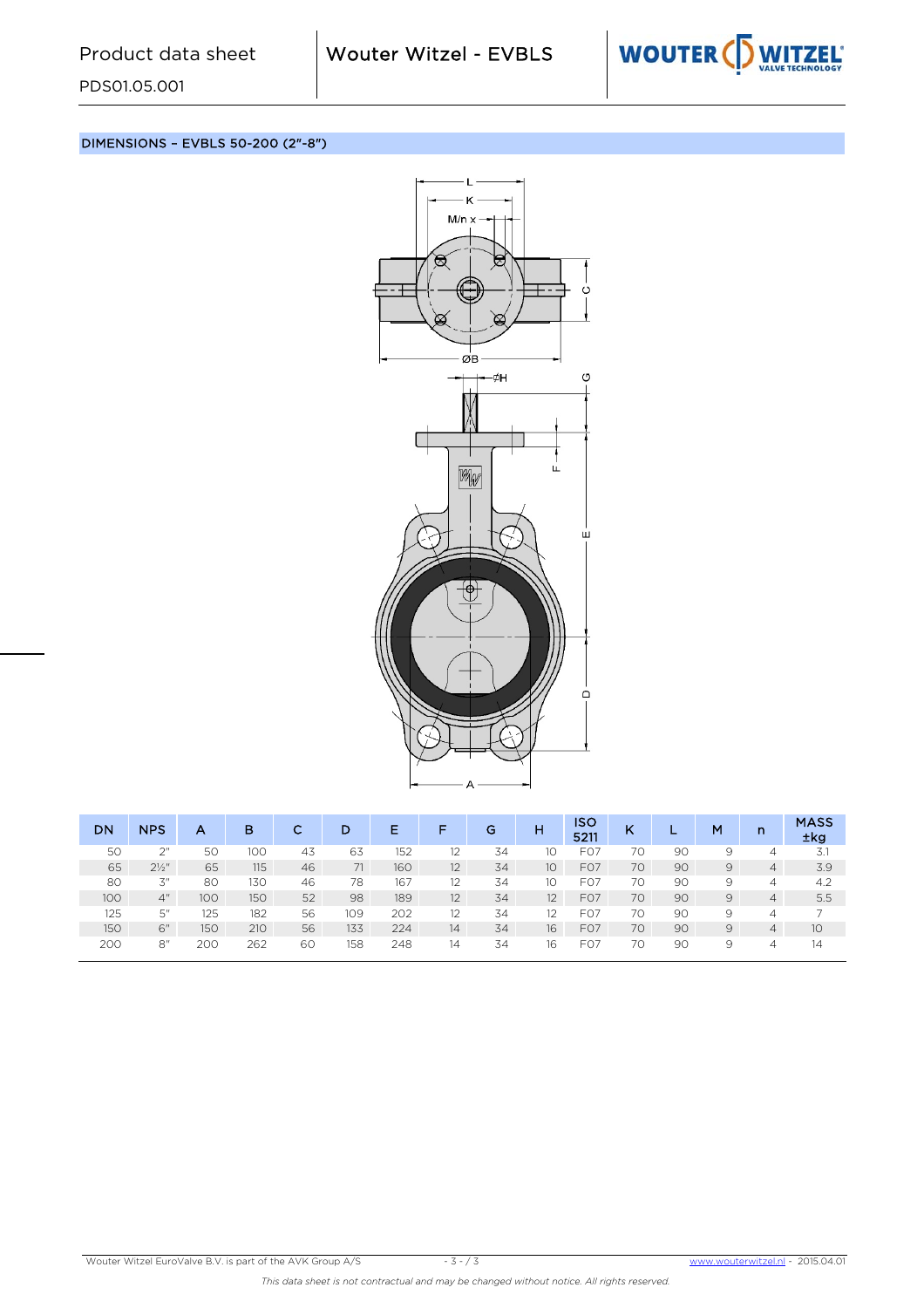## DIMENSIONS – EVBLS 50-200 (2"-8")

| DN | NPS | A | B | C | D | E | F | G | H | ISO 5211 | K | L | M | n | MASS ±kg |
|---|---|---|---|---|---|---|---|---|---|---|---|---|---|---|---|
| 50 | 2" | 50 | 100 | 43 | 63 | 152 | 12 | 34 | 10 | F07 | 70 | 90 | 9 | 4 | 3.1 |
| 65 | 2½" | 65 | 115 | 46 | 71 | 160 | 12 | 34 | 10 | F07 | 70 | 90 | 9 | 4 | 3.9 |
| 80 | 3" | 80 | 130 | 46 | 78 | 167 | 12 | 34 | 10 | F07 | 70 | 90 | 9 | 4 | 4.2 |
| 100 | 4" | 100 | 150 | 52 | 98 | 189 | 12 | 34 | 12 | F07 | 70 | 90 | 9 | 4 | 5.5 |
| 125 | 5" | 125 | 182 | 56 | 109 | 202 | 12 | 34 | 12 | F07 | 70 | 90 | 9 | 4 | 7 |
| 150 | 6" | 150 | 210 | 56 | 133 | 224 | 14 | 34 | 16 | F07 | 70 | 90 | 9 | 4 | 10 |
| 200 | 8" | 200 | 262 | 60 | 158 | 248 | 14 | 34 | 16 | F07 | 70 | 90 | 9 | 4 | 14 |

Wouter Witzel EuroValve B.V. is part of the AVK Group A/S

www.wouterwitzel.nl - 2015.04.01

*This data sheet is not contractual and may be changed without notice. All rights reserved.*